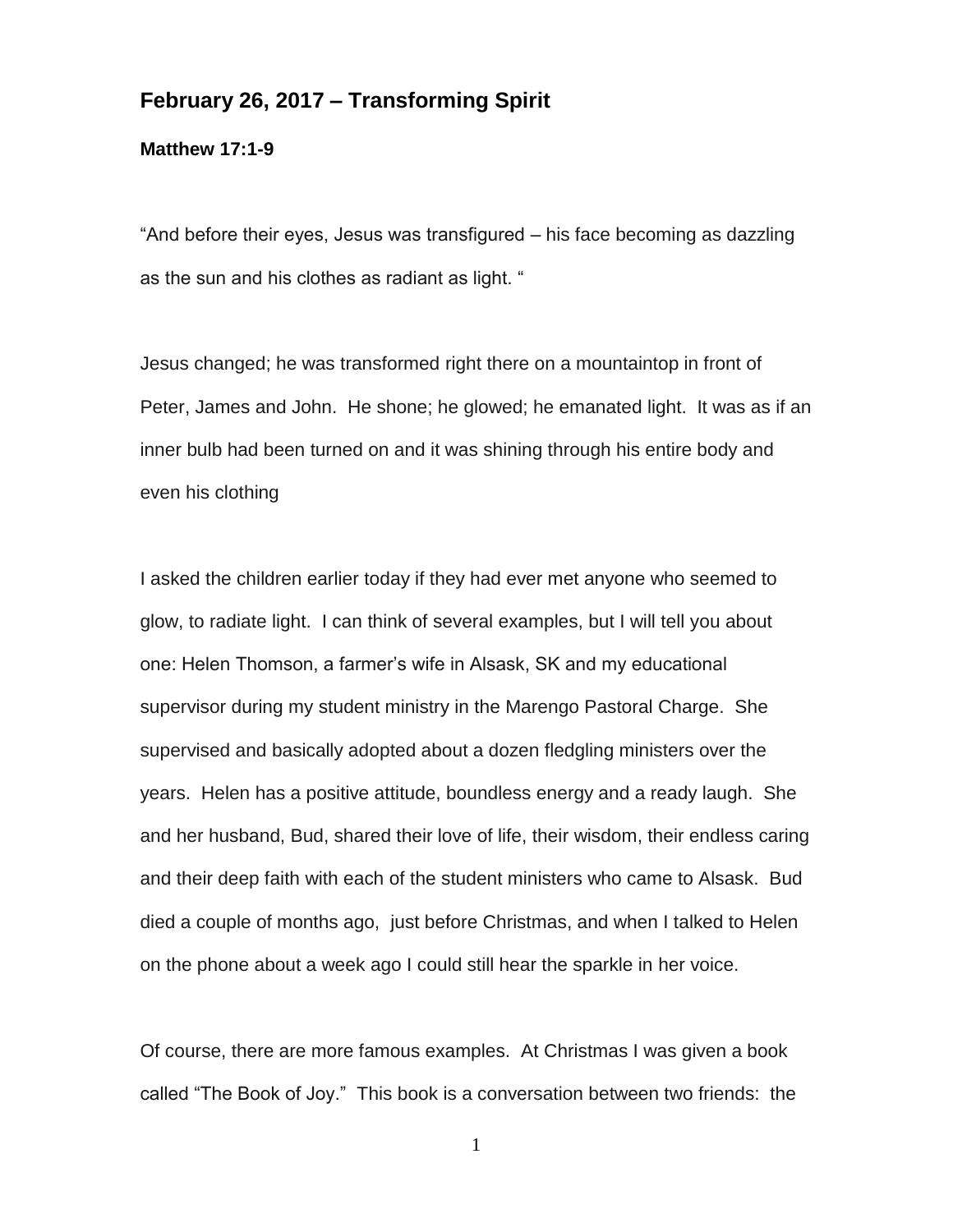## February 26, 2017 – Transforming Spirit

**Matthew 17:1-9**

"And before their eyes, Jesus was transfigured – his face becoming as dazzling as the sun and his clothes as radiant as light. "

Jesus changed; he was transformed right there on a mountaintop in front of Peter, James and John. He shone; he glowed; he emanated light. It was as if an inner bulb had been turned on and it was shining through his entire body and even his clothing

I asked the children earlier today if they had ever met anyone who seemed to glow, to radiate light. I can think of several examples, but I will tell you about one: Helen Thomson, a farmer's wife in Alsask, SK and my educational supervisor during my student ministry in the Marengo Pastoral Charge. She supervised and basically adopted about a dozen fledgling ministers over the years. Helen has a positive attitude, boundless energy and a ready laugh. She and her husband, Bud, shared their love of life, their wisdom, their endless caring and their deep faith with each of the student ministers who came to Alsask. Bud died a couple of months ago, just before Christmas, and when I talked to Helen on the phone about a week ago I could still hear the sparkle in her voice.

Of course, there are more famous examples. At Christmas I was given a book called "The Book of Joy." This book is a conversation between two friends: the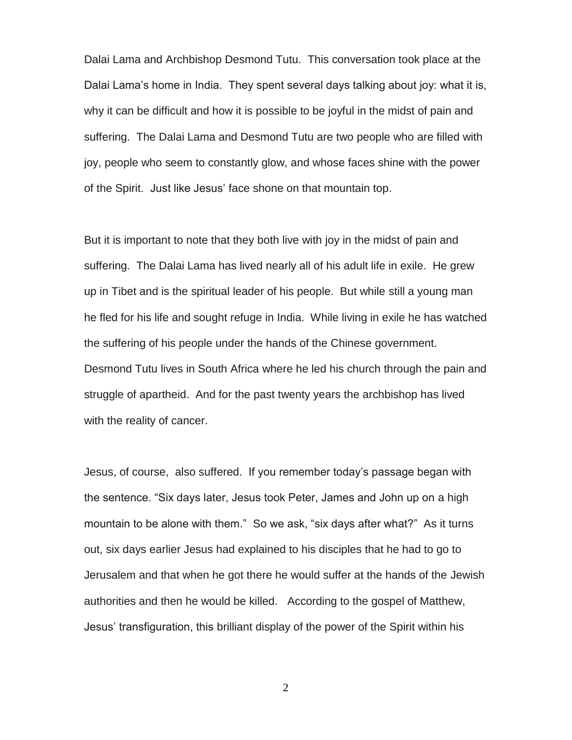Dalai Lama and Archbishop Desmond Tutu. This conversation took place at the Dalai Lama's home in India. They spent several days talking about joy: what it is, why it can be difficult and how it is possible to be joyful in the midst of pain and suffering. The Dalai Lama and Desmond Tutu are two people who are filled with joy, people who seem to constantly glow, and whose faces shine with the power of the Spirit. Just like Jesus' face shone on that mountain top.

But it is important to note that they both live with joy in the midst of pain and suffering. The Dalai Lama has lived nearly all of his adult life in exile. He grew up in Tibet and is the spiritual leader of his people. But while still a young man he fled for his life and sought refuge in India. While living in exile he has watched the suffering of his people under the hands of the Chinese government. Desmond Tutu lives in South Africa where he led his church through the pain and struggle of apartheid. And for the past twenty years the archbishop has lived with the reality of cancer.

Jesus, of course, also suffered. If you remember today's passage began with the sentence. "Six days later, Jesus took Peter, James and John up on a high mountain to be alone with them." So we ask, "six days after what?" As it turns out, six days earlier Jesus had explained to his disciples that he had to go to Jerusalem and that when he got there he would suffer at the hands of the Jewish authorities and then he would be killed. According to the gospel of Matthew, Jesus' transfiguration, this brilliant display of the power of the Spirit within his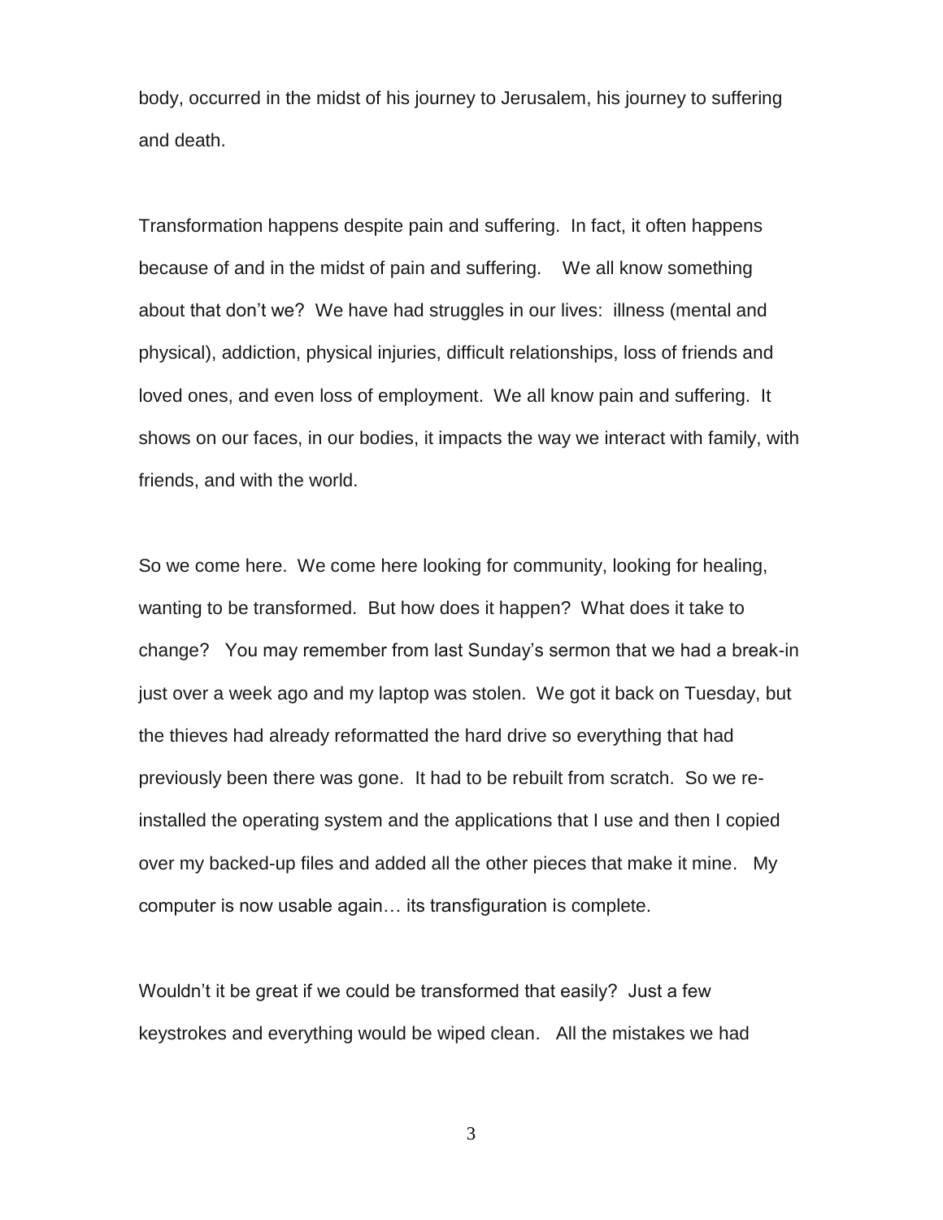body, occurred in the midst of his journey to Jerusalem, his journey to suffering and death.

Transformation happens despite pain and suffering. In fact, it often happens because of and in the midst of pain and suffering. We all know something about that don't we? We have had struggles in our lives: illness (mental and physical), addiction, physical injuries, difficult relationships, loss of friends and loved ones, and even loss of employment. We all know pain and suffering. It shows on our faces, in our bodies, it impacts the way we interact with family, with friends, and with the world.

So we come here. We come here looking for community, looking for healing, wanting to be transformed. But how does it happen? What does it take to change? You may remember from last Sunday's sermon that we had a break-in just over a week ago and my laptop was stolen. We got it back on Tuesday, but the thieves had already reformatted the hard drive so everything that had previously been there was gone. It had to be rebuilt from scratch. So we re-installed the operating system and the applications that I use and then I copied over my backed-up files and added all the other pieces that make it mine. My computer is now usable again… its transfiguration is complete.

Wouldn't it be great if we could be transformed that easily? Just a few keystrokes and everything would be wiped clean. All the mistakes we had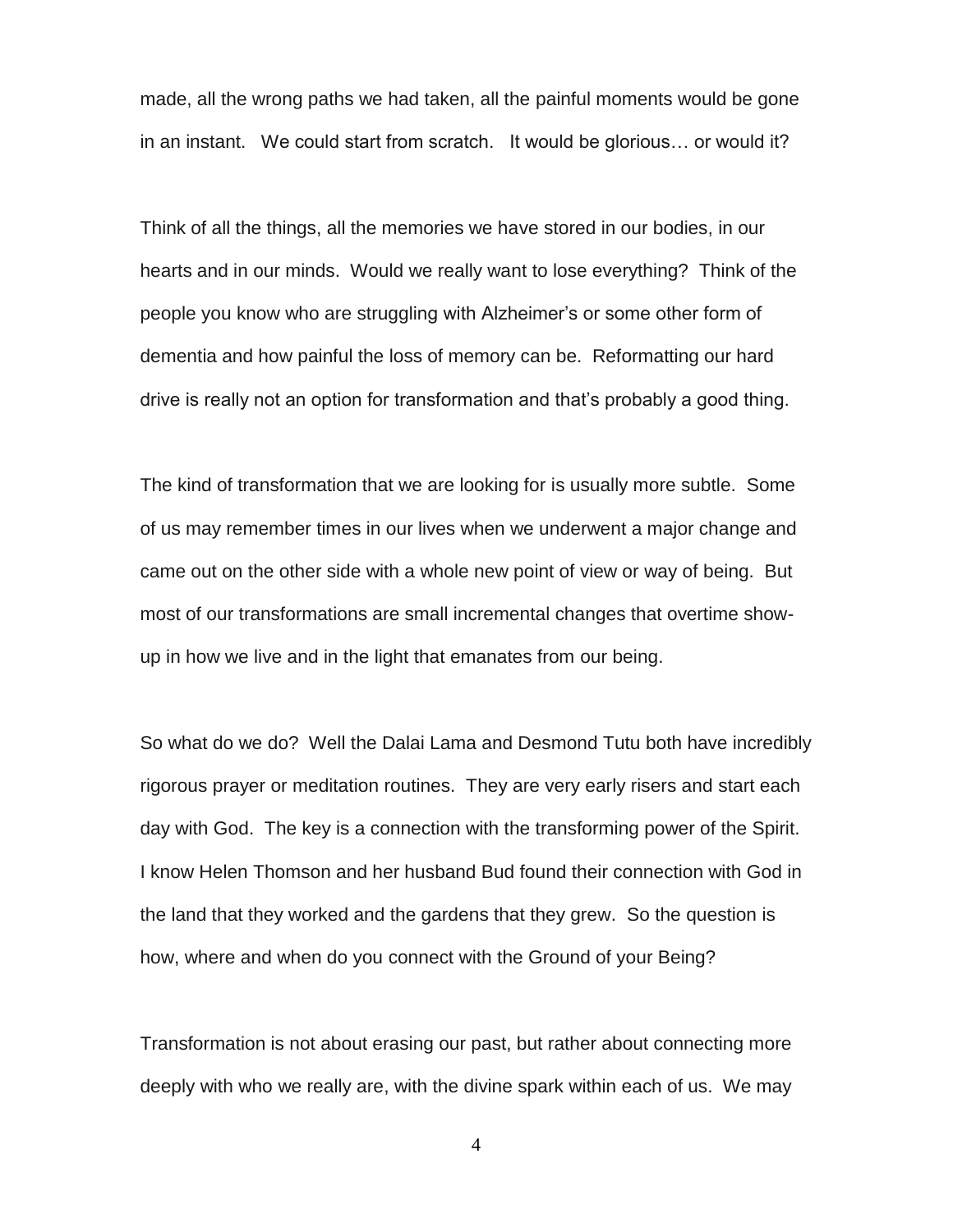made, all the wrong paths we had taken, all the painful moments would be gone in an instant. We could start from scratch. It would be glorious… or would it?

Think of all the things, all the memories we have stored in our bodies, in our hearts and in our minds. Would we really want to lose everything? Think of the people you know who are struggling with Alzheimer's or some other form of dementia and how painful the loss of memory can be. Reformatting our hard drive is really not an option for transformation and that's probably a good thing.

The kind of transformation that we are looking for is usually more subtle. Some of us may remember times in our lives when we underwent a major change and came out on the other side with a whole new point of view or way of being. But most of our transformations are small incremental changes that overtime show-up in how we live and in the light that emanates from our being.

So what do we do? Well the Dalai Lama and Desmond Tutu both have incredibly rigorous prayer or meditation routines. They are very early risers and start each day with God. The key is a connection with the transforming power of the Spirit. I know Helen Thomson and her husband Bud found their connection with God in the land that they worked and the gardens that they grew. So the question is how, where and when do you connect with the Ground of your Being?

Transformation is not about erasing our past, but rather about connecting more deeply with who we really are, with the divine spark within each of us. We may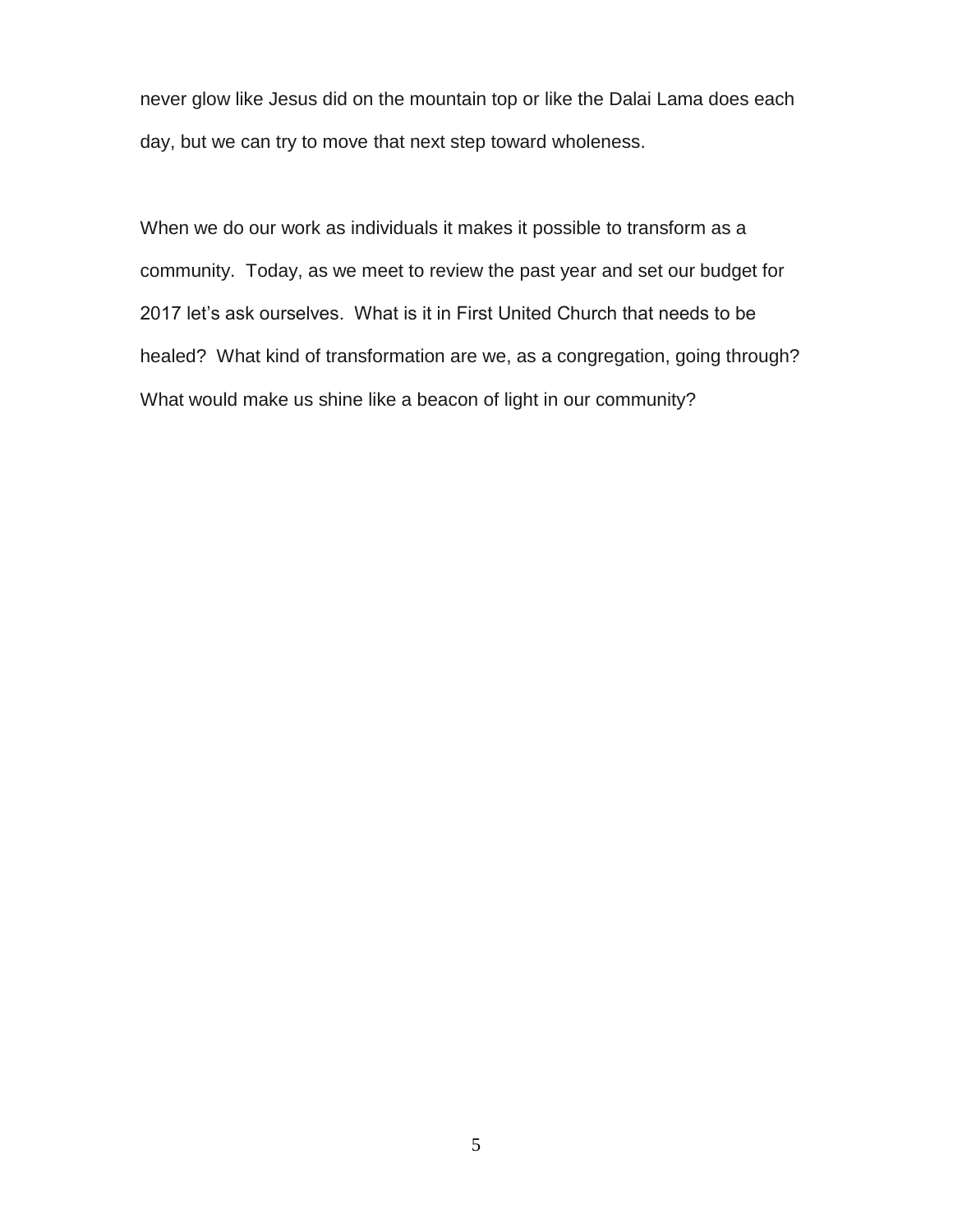never glow like Jesus did on the mountain top or like the Dalai Lama does each day, but we can try to move that next step toward wholeness.

When we do our work as individuals it makes it possible to transform as a community. Today, as we meet to review the past year and set our budget for 2017 let's ask ourselves. What is it in First United Church that needs to be healed? What kind of transformation are we, as a congregation, going through? What would make us shine like a beacon of light in our community?